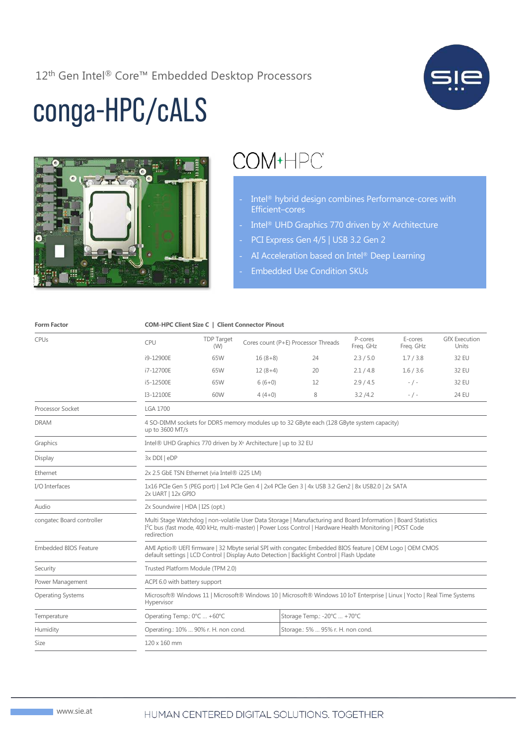12th Gen Intel® Core™ Embedded Desktop Processors

# conga-HPC/cALS

COM-HPC

- Intel® hybrid design combines Performance-cores with Efficient–cores
- Intel® UHD Graphics 770 driven by Xe Architecture
- PCI Express Gen 4/5 | USB 3.2 Gen 2
- AI Acceleration based on Intel® Deep Learning
- Embedded Use Condition SKUs

| **Form Factor** | **COM-HPC Client Size C \| Client Connector Pinout** | | | | | | |
|---|---|---|---|---|---|---|---|
| CPUs | CPU | TDP Target (W) | Cores count (P+E) | Processor Threads | P-cores Freq. GHz | E-cores Freq. GHz | GfX Execution Units |
| | i9-12900E | 65W | 16 (8+8) | 24 | 2.3 / 5.0 | 1.7 / 3.8 | 32 EU |
| | i7-12700E | 65W | 12 (8+4) | 20 | 2.1 / 4.8 | 1.6 / 3.6 | 32 EU |
| | i5-12500E | 65W | 6 (6+0) | 12 | 2.9 / 4.5 | - / - | 32 EU |
| | I3-12100E | 60W | 4 (4+0) | 8 | 3.2 /4.2 | - / - | 24 EU |
| Processor Socket | LGA 1700 | | | | | | |
| DRAM | 4 SO-DIMM sockets for DDR5 memory modules up to 32 GByte each (128 GByte system capacity) up to 3600 MT/s | | | | | | |
| Graphics | Intel® UHD Graphics 770 driven by Xe Architecture \| up to 32 EU | | | | | | |
| Display | 3x DDI \| eDP | | | | | | |
| Ethernet | 2x 2.5 GbE TSN Ethernet (via Intel® i225 LM) | | | | | | |
| I/O Interfaces | 1x16 PCIe Gen 5 (PEG port) \| 1x4 PCIe Gen 4 \| 2x4 PCIe Gen 3 \| 4x USB 3.2 Gen2 \| 8x USB2.0 \| 2x SATA 2x UART \| 12x GPIO | | | | | | |
| Audio | 2x Soundwire \| HDA \| I2S (opt.) | | | | | | |
| congatec Board controller | Multi Stage Watchdog \| non-volatile User Data Storage \| Manufacturing and Board Information \| Board Statistics I²C bus (fast mode, 400 kHz, multi-master) \| Power Loss Control \| Hardware Health Monitoring \| POST Code redirection | | | | | | |
| Embedded BIOS Feature | AMI Aptio® UEFI firmware \| 32 Mbyte serial SPI with congatec Embedded BIOS feature \| OEM Logo \| OEM CMOS default settings \| LCD Control \| Display Auto Detection \| Backlight Control \| Flash Update | | | | | | |
| Security | Trusted Platform Module (TPM 2.0) | | | | | | |
| Power Management | ACPI 6.0 with battery support | | | | | | |
| Operating Systems | Microsoft® Windows 11 \| Microsoft® Windows 10 \| Microsoft® Windows 10 IoT Enterprise \| Linux \| Yocto \| Real Time Systems Hypervisor | | | | | | |
| Temperature | Operating Temp.: 0°C ... +60°C | | | Storage Temp.: -20°C ... +70°C | | | |
| Humidity | Operating.: 10% ... 90% r. H. non cond. | | | Storage.: 5% ... 95% r. H. non cond. | | | |
| Size | 120 x 160 mm | | | | | | |

www.sie.at

HUMAN CENTERED DIGITAL SOLUTIONS. TOGETHER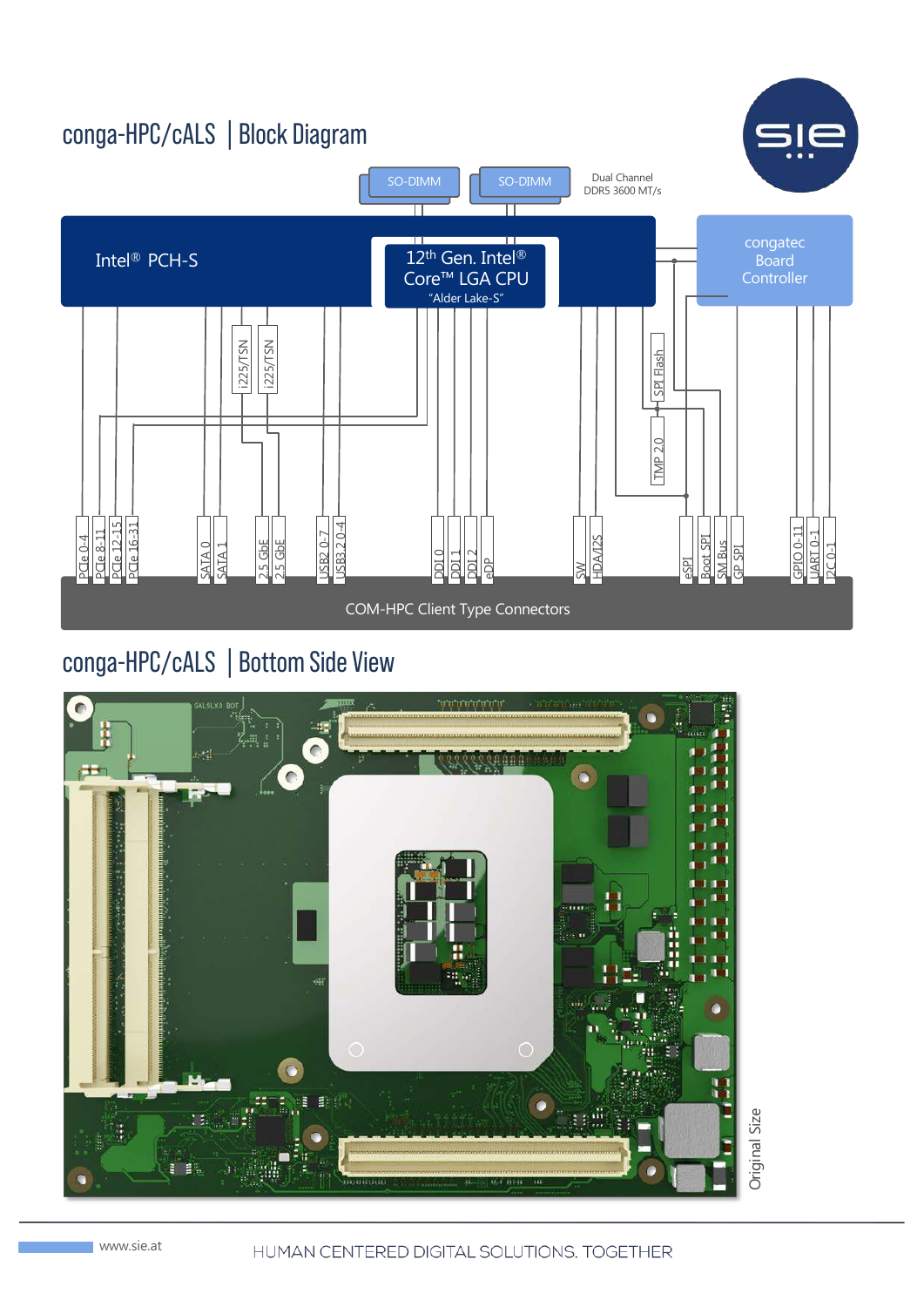# conga-HPC/cALS | Block Diagram

SO-DIMM

SO-DIMM

Dual Channel DDR5 3600 MT/s

Intel® PCH-S

12th Gen. Intel® Core™ LGA CPU "Alder Lake-S"

congatec Board Controller

i225/TSN

i225/TSN

SPI Flash

TMP 2.0

PCIe 0-4, PCIe 8-11, PCIe 12-15, PCIe 16-31, SATA 0, SATA 1, 2.5 GbE, 2.5 GbE, USB2 0-7, USB3.2 0-4, DDI 0, DDI 1, DDI 2, eDP, SW, HDA/I2S, eSPI, Boot SPI, SM Bus, GP SPI, GPIO 0-11, UART 0-1, I2C 0-1

COM-HPC Client Type Connectors

# conga-HPC/cALS | Bottom Side View

Original Size

www.sie.at

HUMAN CENTERED DIGITAL SOLUTIONS. TOGETHER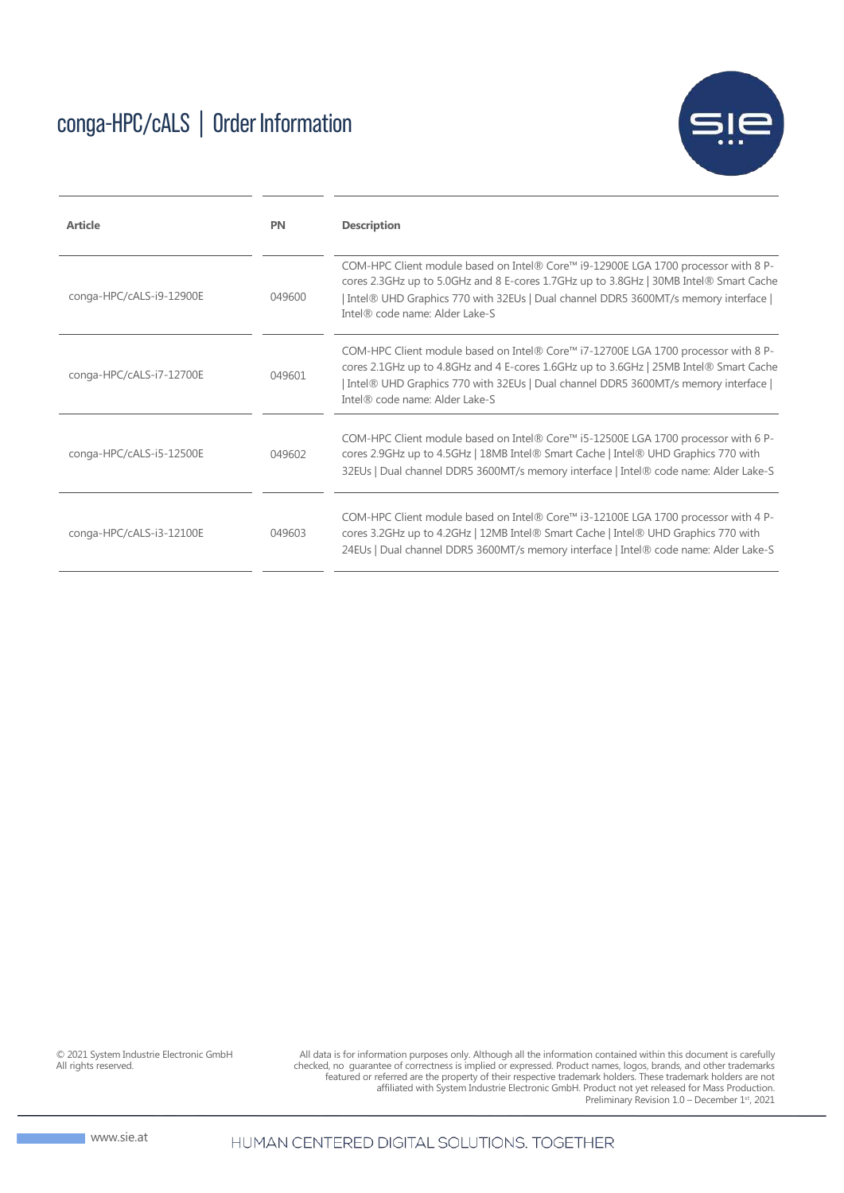# conga-HPC/cALS | Order Information

| Article | PN | Description |
|---|---|---|
| conga-HPC/cALS-i9-12900E | 049600 | COM-HPC Client module based on Intel® Core™ i9-12900E LGA 1700 processor with 8 P-cores 2.3GHz up to 5.0GHz and 8 E-cores 1.7GHz up to 3.8GHz \| 30MB Intel® Smart Cache \| Intel® UHD Graphics 770 with 32EUs \| Dual channel DDR5 3600MT/s memory interface \| Intel® code name: Alder Lake-S |
| conga-HPC/cALS-i7-12700E | 049601 | COM-HPC Client module based on Intel® Core™ i7-12700E LGA 1700 processor with 8 P-cores 2.1GHz up to 4.8GHz and 4 E-cores 1.6GHz up to 3.6GHz \| 25MB Intel® Smart Cache \| Intel® UHD Graphics 770 with 32EUs \| Dual channel DDR5 3600MT/s memory interface \| Intel® code name: Alder Lake-S |
| conga-HPC/cALS-i5-12500E | 049602 | COM-HPC Client module based on Intel® Core™ i5-12500E LGA 1700 processor with 6 P-cores 2.9GHz up to 4.5GHz \| 18MB Intel® Smart Cache \| Intel® UHD Graphics 770 with 32EUs \| Dual channel DDR5 3600MT/s memory interface \| Intel® code name: Alder Lake-S |
| conga-HPC/cALS-i3-12100E | 049603 | COM-HPC Client module based on Intel® Core™ i3-12100E LGA 1700 processor with 4 P-cores 3.2GHz up to 4.2GHz \| 12MB Intel® Smart Cache \| Intel® UHD Graphics 770 with 24EUs \| Dual channel DDR5 3600MT/s memory interface \| Intel® code name: Alder Lake-S |

© 2021 System Industrie Electronic GmbH
All rights reserved.

All data is for information purposes only. Although all the information contained within this document is carefully checked, no guarantee of correctness is implied or expressed. Product names, logos, brands, and other trademarks featured or referred are the property of their respective trademark holders. These trademark holders are not affiliated with System Industrie Electronic GmbH. Product not yet released for Mass Production.
Preliminary Revision 1.0 – December 1st, 2021

www.sie.at

HUMAN CENTERED DIGITAL SOLUTIONS. TOGETHER